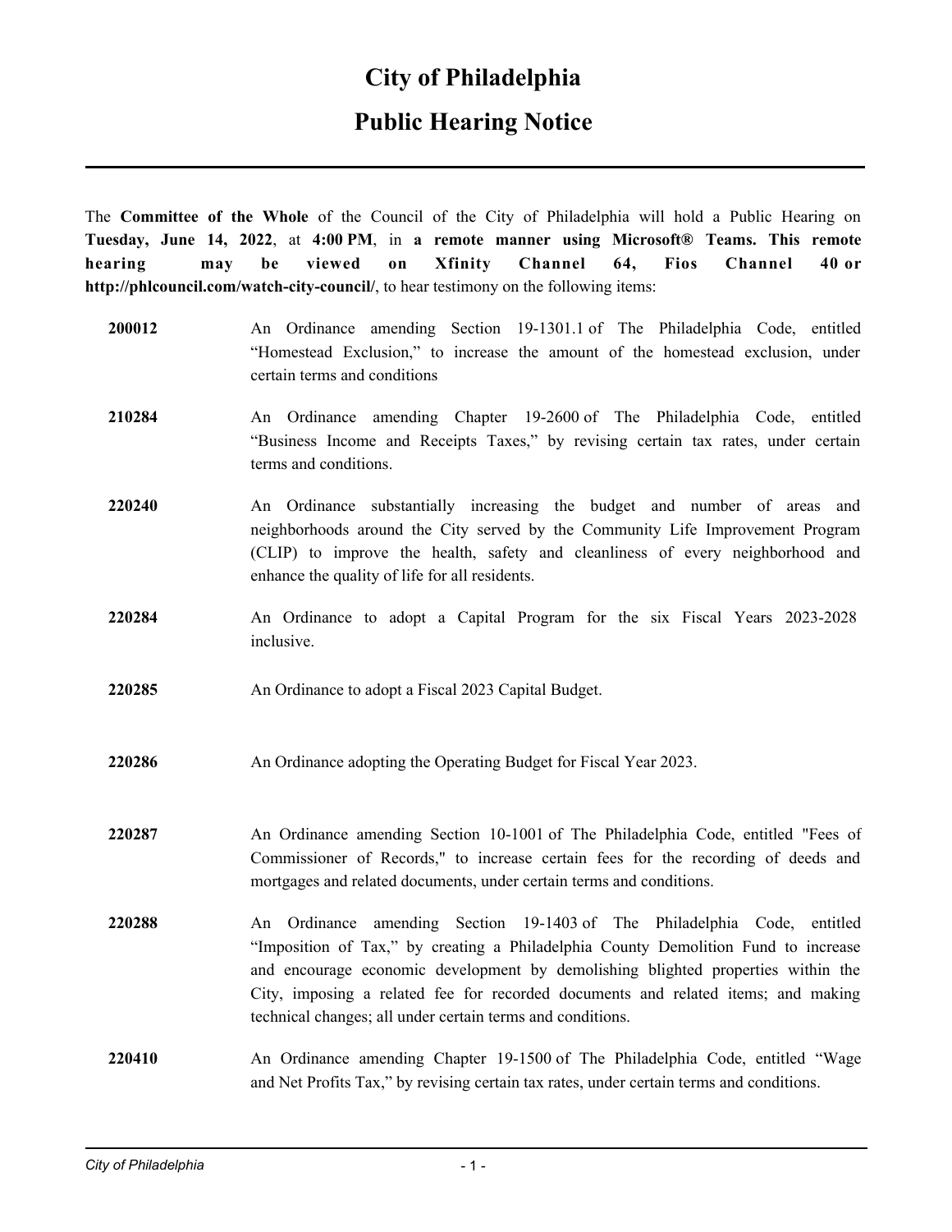# City of Philadelphia

## Public Hearing Notice

---

The **Committee of the Whole** of the Council of the City of Philadelphia will hold a Public Hearing on **Tuesday, June 14, 2022**, at **4:00 PM**, in **a remote manner using Microsoft® Teams. This remote hearing may be viewed on Xfinity Channel 64, Fios Channel 40 or http://phlcouncil.com/watch-city-council/**, to hear testimony on the following items:

**200012** An Ordinance amending Section 19-1301.1 of The Philadelphia Code, entitled "Homestead Exclusion," to increase the amount of the homestead exclusion, under certain terms and conditions

**210284** An Ordinance amending Chapter 19-2600 of The Philadelphia Code, entitled "Business Income and Receipts Taxes," by revising certain tax rates, under certain terms and conditions.

**220240** An Ordinance substantially increasing the budget and number of areas and neighborhoods around the City served by the Community Life Improvement Program (CLIP) to improve the health, safety and cleanliness of every neighborhood and enhance the quality of life for all residents.

**220284** An Ordinance to adopt a Capital Program for the six Fiscal Years 2023-2028 inclusive.

**220285** An Ordinance to adopt a Fiscal 2023 Capital Budget.

**220286** An Ordinance adopting the Operating Budget for Fiscal Year 2023.

**220287** An Ordinance amending Section 10-1001 of The Philadelphia Code, entitled "Fees of Commissioner of Records," to increase certain fees for the recording of deeds and mortgages and related documents, under certain terms and conditions.

**220288** An Ordinance amending Section 19-1403 of The Philadelphia Code, entitled "Imposition of Tax," by creating a Philadelphia County Demolition Fund to increase and encourage economic development by demolishing blighted properties within the City, imposing a related fee for recorded documents and related items; and making technical changes; all under certain terms and conditions.

**220410** An Ordinance amending Chapter 19-1500 of The Philadelphia Code, entitled "Wage and Net Profits Tax," by revising certain tax rates, under certain terms and conditions.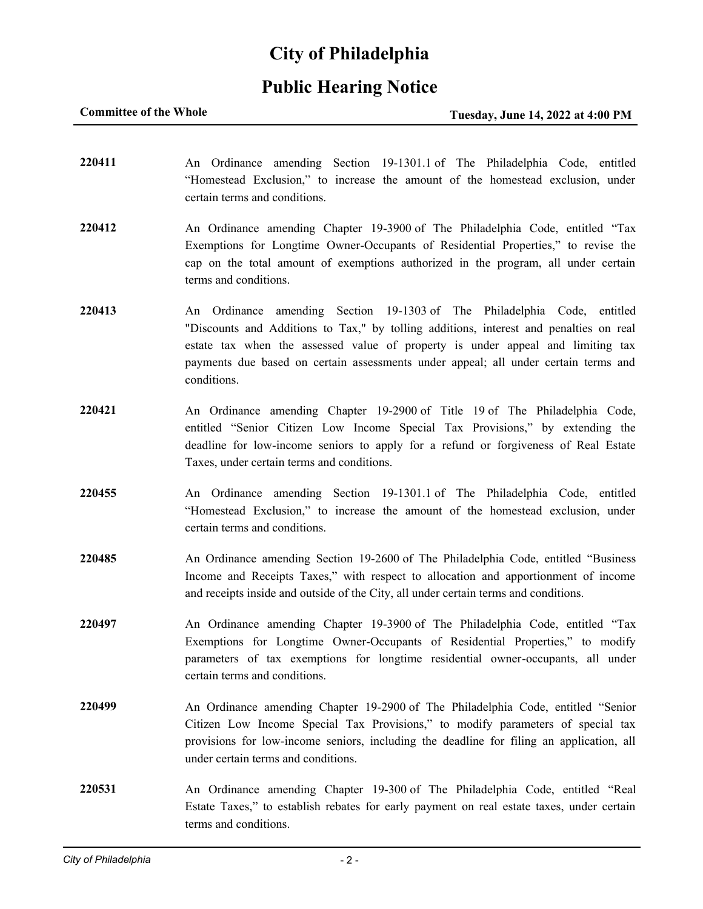# City of Philadelphia

## Public Hearing Notice

**Committee of the Whole** **Tuesday, June 14, 2022 at 4:00 PM**

---

**220411** An Ordinance amending Section 19-1301.1 of The Philadelphia Code, entitled "Homestead Exclusion," to increase the amount of the homestead exclusion, under certain terms and conditions.

**220412** An Ordinance amending Chapter 19-3900 of The Philadelphia Code, entitled "Tax Exemptions for Longtime Owner-Occupants of Residential Properties," to revise the cap on the total amount of exemptions authorized in the program, all under certain terms and conditions.

**220413** An Ordinance amending Section 19-1303 of The Philadelphia Code, entitled "Discounts and Additions to Tax," by tolling additions, interest and penalties on real estate tax when the assessed value of property is under appeal and limiting tax payments due based on certain assessments under appeal; all under certain terms and conditions.

**220421** An Ordinance amending Chapter 19-2900 of Title 19 of The Philadelphia Code, entitled "Senior Citizen Low Income Special Tax Provisions," by extending the deadline for low-income seniors to apply for a refund or forgiveness of Real Estate Taxes, under certain terms and conditions.

**220455** An Ordinance amending Section 19-1301.1 of The Philadelphia Code, entitled "Homestead Exclusion," to increase the amount of the homestead exclusion, under certain terms and conditions.

**220485** An Ordinance amending Section 19-2600 of The Philadelphia Code, entitled "Business Income and Receipts Taxes," with respect to allocation and apportionment of income and receipts inside and outside of the City, all under certain terms and conditions.

**220497** An Ordinance amending Chapter 19-3900 of The Philadelphia Code, entitled "Tax Exemptions for Longtime Owner-Occupants of Residential Properties," to modify parameters of tax exemptions for longtime residential owner-occupants, all under certain terms and conditions.

**220499** An Ordinance amending Chapter 19-2900 of The Philadelphia Code, entitled "Senior Citizen Low Income Special Tax Provisions," to modify parameters of special tax provisions for low-income seniors, including the deadline for filing an application, all under certain terms and conditions.

**220531** An Ordinance amending Chapter 19-300 of The Philadelphia Code, entitled "Real Estate Taxes," to establish rebates for early payment on real estate taxes, under certain terms and conditions.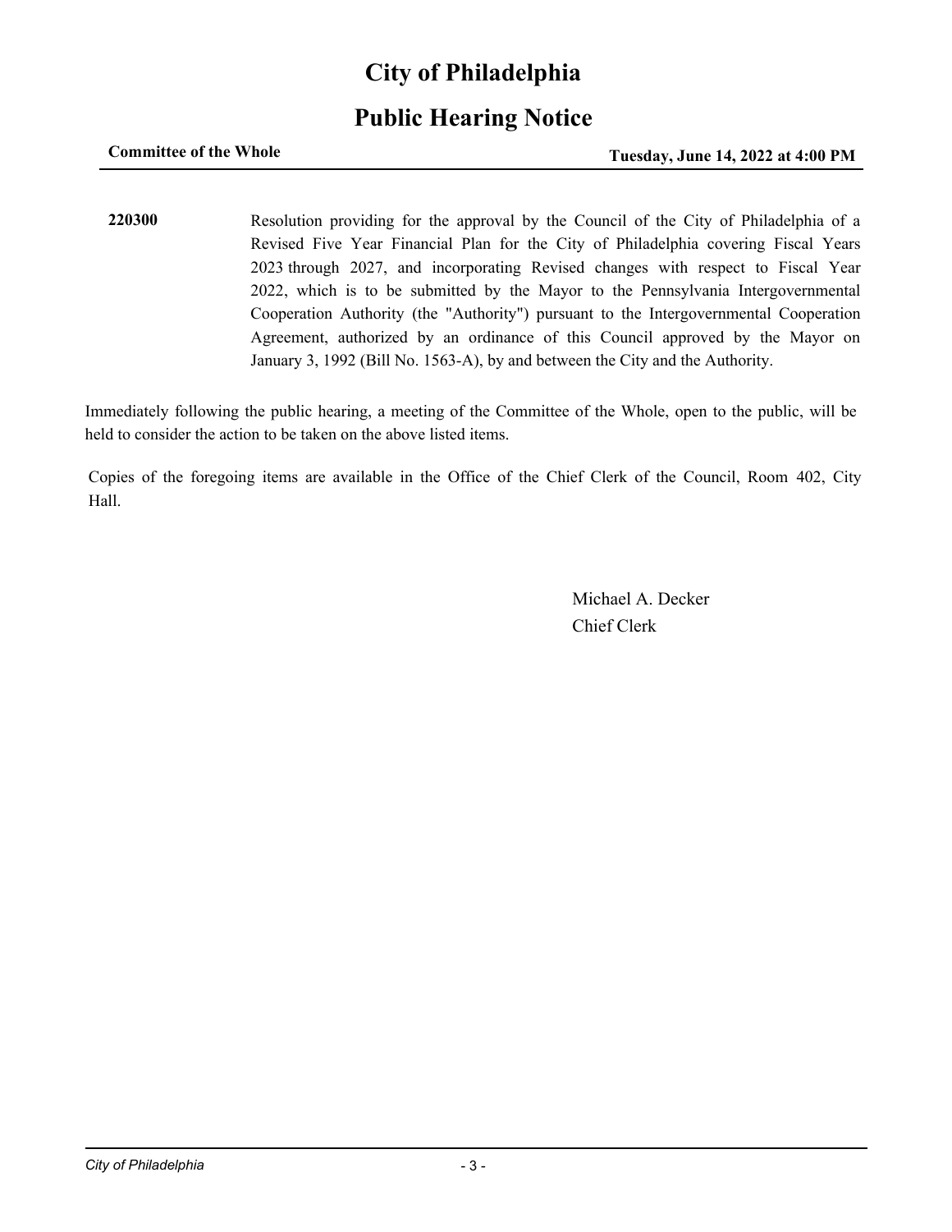# City of Philadelphia

## Public Hearing Notice

**Committee of the Whole** **Tuesday, June 14, 2022 at 4:00 PM**

**220300** Resolution providing for the approval by the Council of the City of Philadelphia of a Revised Five Year Financial Plan for the City of Philadelphia covering Fiscal Years 2023 through 2027, and incorporating Revised changes with respect to Fiscal Year 2022, which is to be submitted by the Mayor to the Pennsylvania Intergovernmental Cooperation Authority (the "Authority") pursuant to the Intergovernmental Cooperation Agreement, authorized by an ordinance of this Council approved by the Mayor on January 3, 1992 (Bill No. 1563-A), by and between the City and the Authority.

Immediately following the public hearing, a meeting of the Committee of the Whole, open to the public, will be held to consider the action to be taken on the above listed items.

Copies of the foregoing items are available in the Office of the Chief Clerk of the Council, Room 402, City Hall.

Michael A. Decker
Chief Clerk